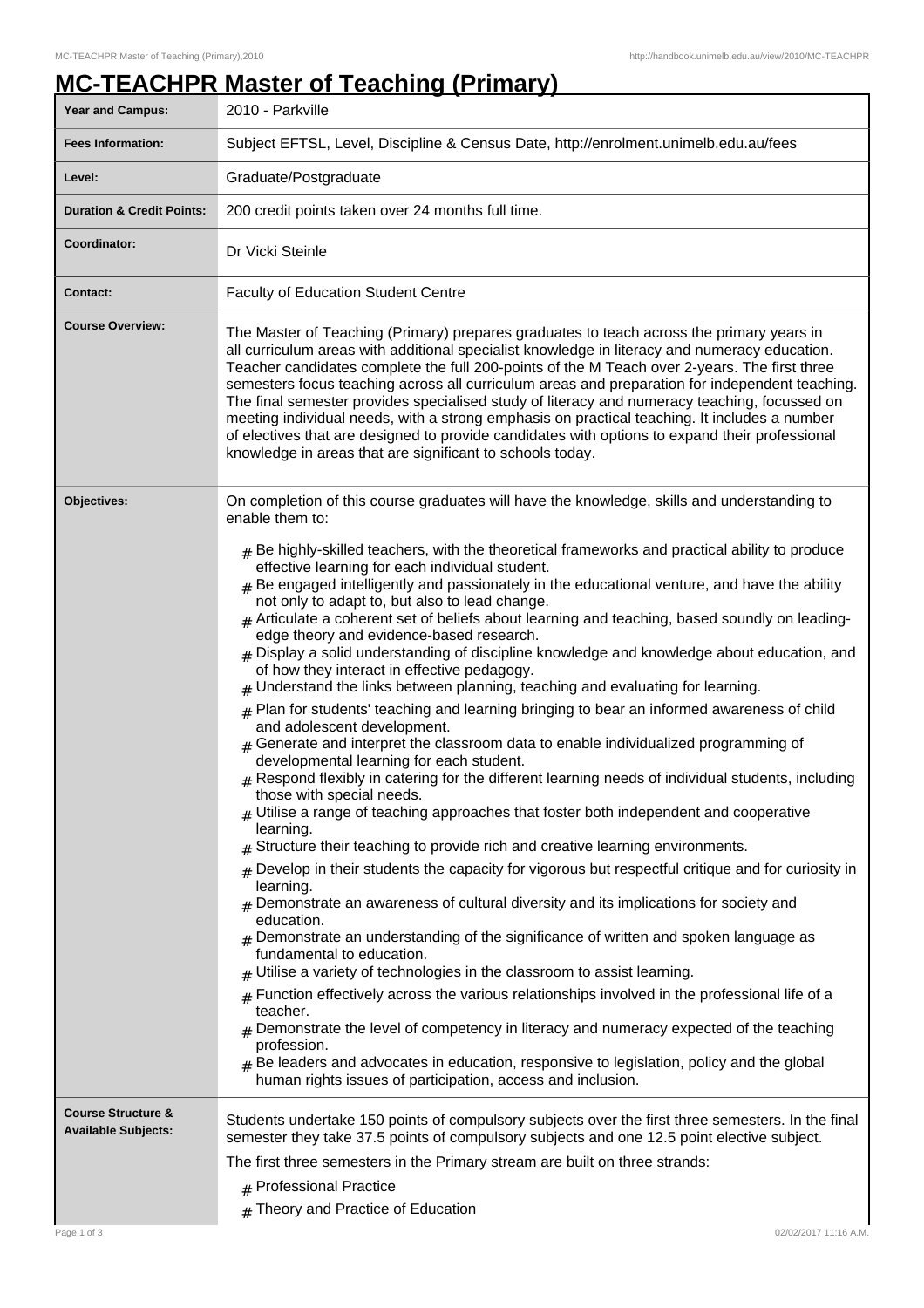# MC-TEACHPR Master of Teaching (Primary)

| | |
|---|---|
| **Year and Campus:** | 2010 - Parkville |
| **Fees Information:** | Subject EFTSL, Level, Discipline & Census Date, http://enrolment.unimelb.edu.au/fees |
| **Level:** | Graduate/Postgraduate |
| **Duration & Credit Points:** | 200 credit points taken over 24 months full time. |
| **Coordinator:** | Dr Vicki Steinle |
| **Contact:** | Faculty of Education Student Centre |
| **Course Overview:** | The Master of Teaching (Primary) prepares graduates to teach across the primary years in all curriculum areas with additional specialist knowledge in literacy and numeracy education. Teacher candidates complete the full 200-points of the M Teach over 2-years. The first three semesters focus teaching across all curriculum areas and preparation for independent teaching. The final semester provides specialised study of literacy and numeracy teaching, focussed on meeting individual needs, with a strong emphasis on practical teaching. It includes a number of electives that are designed to provide candidates with options to expand their professional knowledge in areas that are significant to schools today. |
| **Objectives:** | On completion of this course graduates will have the knowledge, skills and understanding to enable them to:<br><br># Be highly-skilled teachers, with the theoretical frameworks and practical ability to produce effective learning for each individual student.<br># Be engaged intelligently and passionately in the educational venture, and have the ability not only to adapt to, but also to lead change.<br># Articulate a coherent set of beliefs about learning and teaching, based soundly on leading-edge theory and evidence-based research.<br># Display a solid understanding of discipline knowledge and knowledge about education, and of how they interact in effective pedagogy.<br># Understand the links between planning, teaching and evaluating for learning.<br># Plan for students' teaching and learning bringing to bear an informed awareness of child and adolescent development.<br># Generate and interpret the classroom data to enable individualized programming of developmental learning for each student.<br># Respond flexibly in catering for the different learning needs of individual students, including those with special needs.<br># Utilise a range of teaching approaches that foster both independent and cooperative learning.<br># Structure their teaching to provide rich and creative learning environments.<br># Develop in their students the capacity for vigorous but respectful critique and for curiosity in learning.<br># Demonstrate an awareness of cultural diversity and its implications for society and education.<br># Demonstrate an understanding of the significance of written and spoken language as fundamental to education.<br># Utilise a variety of technologies in the classroom to assist learning.<br># Function effectively across the various relationships involved in the professional life of a teacher.<br># Demonstrate the level of competency in literacy and numeracy expected of the teaching profession.<br># Be leaders and advocates in education, responsive to legislation, policy and the global human rights issues of participation, access and inclusion. |
| **Course Structure & Available Subjects:** | Students undertake 150 points of compulsory subjects over the first three semesters. In the final semester they take 37.5 points of compulsory subjects and one 12.5 point elective subject.<br><br>The first three semesters in the Primary stream are built on three strands:<br><br># Professional Practice<br># Theory and Practice of Education |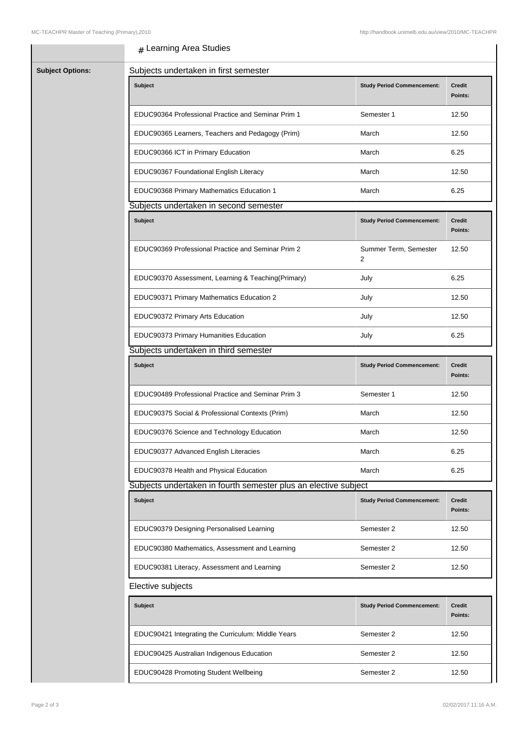# Learning Area Studies

**Subject Options:**

Subjects undertaken in first semester

| Subject | Study Period Commencement: | Credit Points: |
| --- | --- | --- |
| EDUC90364 Professional Practice and Seminar Prim 1 | Semester 1 | 12.50 |
| EDUC90365 Learners, Teachers and Pedagogy (Prim) | March | 12.50 |
| EDUC90366 ICT in Primary Education | March | 6.25 |
| EDUC90367 Foundational English Literacy | March | 12.50 |
| EDUC90368 Primary Mathematics Education 1 | March | 6.25 |

Subjects undertaken in second semester

| Subject | Study Period Commencement: | Credit Points: |
| --- | --- | --- |
| EDUC90369 Professional Practice and Seminar Prim 2 | Summer Term, Semester 2 | 12.50 |
| EDUC90370 Assessment, Learning & Teaching(Primary) | July | 6.25 |
| EDUC90371 Primary Mathematics Education 2 | July | 12.50 |
| EDUC90372 Primary Arts Education | July | 12.50 |
| EDUC90373 Primary Humanities Education | July | 6.25 |

Subjects undertaken in third semester

| Subject | Study Period Commencement: | Credit Points: |
| --- | --- | --- |
| EDUC90489 Professional Practice and Seminar Prim 3 | Semester 1 | 12.50 |
| EDUC90375 Social & Professional Contexts (Prim) | March | 12.50 |
| EDUC90376 Science and Technology Education | March | 12.50 |
| EDUC90377 Advanced English Literacies | March | 6.25 |
| EDUC90378 Health and Physical Education | March | 6.25 |

Subjects undertaken in fourth semester plus an elective subject

| Subject | Study Period Commencement: | Credit Points: |
| --- | --- | --- |
| EDUC90379 Designing Personalised Learning | Semester 2 | 12.50 |
| EDUC90380 Mathematics, Assessment and Learning | Semester 2 | 12.50 |
| EDUC90381 Literacy, Assessment and Learning | Semester 2 | 12.50 |

Elective subjects

| Subject | Study Period Commencement: | Credit Points: |
| --- | --- | --- |
| EDUC90421 Integrating the Curriculum: Middle Years | Semester 2 | 12.50 |
| EDUC90425 Australian Indigenous Education | Semester 2 | 12.50 |
| EDUC90428 Promoting Student Wellbeing | Semester 2 | 12.50 |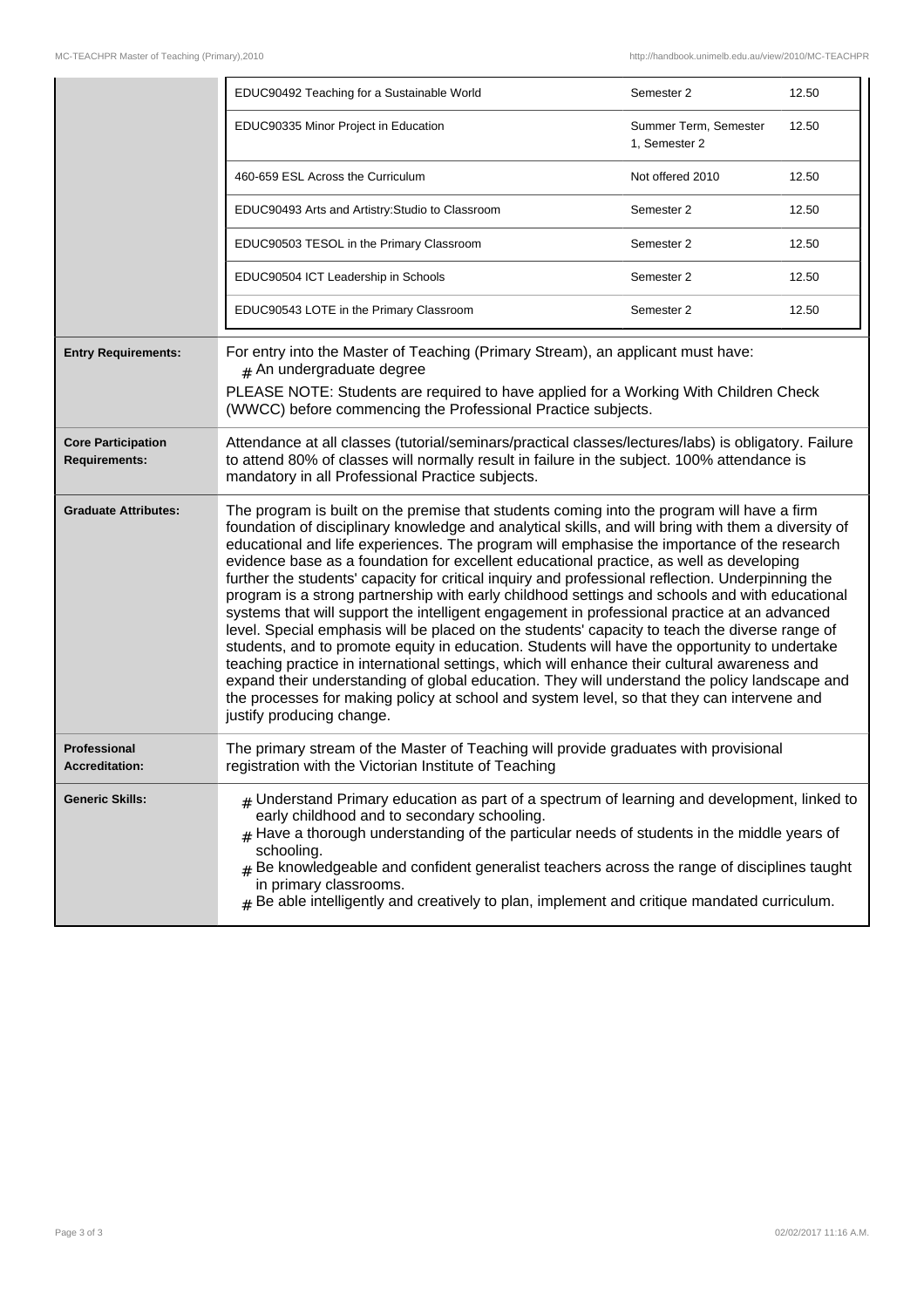| | | | |
|---|---|---|---|
| | EDUC90492 Teaching for a Sustainable World | Semester 2 | 12.50 |
| | EDUC90335 Minor Project in Education | Summer Term, Semester 1, Semester 2 | 12.50 |
| | 460-659 ESL Across the Curriculum | Not offered 2010 | 12.50 |
| | EDUC90493 Arts and Artistry:Studio to Classroom | Semester 2 | 12.50 |
| | EDUC90503 TESOL in the Primary Classroom | Semester 2 | 12.50 |
| | EDUC90504 ICT Leadership in Schools | Semester 2 | 12.50 |
| | EDUC90543 LOTE in the Primary Classroom | Semester 2 | 12.50 |

| | |
|---|---|
| **Entry Requirements:** | For entry into the Master of Teaching (Primary Stream), an applicant must have:<br># An undergraduate degree<br>PLEASE NOTE: Students are required to have applied for a Working With Children Check (WWCC) before commencing the Professional Practice subjects. |
| **Core Participation Requirements:** | Attendance at all classes (tutorial/seminars/practical classes/lectures/labs) is obligatory. Failure to attend 80% of classes will normally result in failure in the subject. 100% attendance is mandatory in all Professional Practice subjects. |
| **Graduate Attributes:** | The program is built on the premise that students coming into the program will have a firm foundation of disciplinary knowledge and analytical skills, and will bring with them a diversity of educational and life experiences. The program will emphasise the importance of the research evidence base as a foundation for excellent educational practice, as well as developing further the students' capacity for critical inquiry and professional reflection. Underpinning the program is a strong partnership with early childhood settings and schools and with educational systems that will support the intelligent engagement in professional practice at an advanced level. Special emphasis will be placed on the students' capacity to teach the diverse range of students, and to promote equity in education. Students will have the opportunity to undertake teaching practice in international settings, which will enhance their cultural awareness and expand their understanding of global education. They will understand the policy landscape and the processes for making policy at school and system level, so that they can intervene and justify producing change. |
| **Professional Accreditation:** | The primary stream of the Master of Teaching will provide graduates with provisional registration with the Victorian Institute of Teaching |
| **Generic Skills:** | # Understand Primary education as part of a spectrum of learning and development, linked to early childhood and to secondary schooling.<br># Have a thorough understanding of the particular needs of students in the middle years of schooling.<br># Be knowledgeable and confident generalist teachers across the range of disciplines taught in primary classrooms.<br># Be able intelligently and creatively to plan, implement and critique mandated curriculum. |